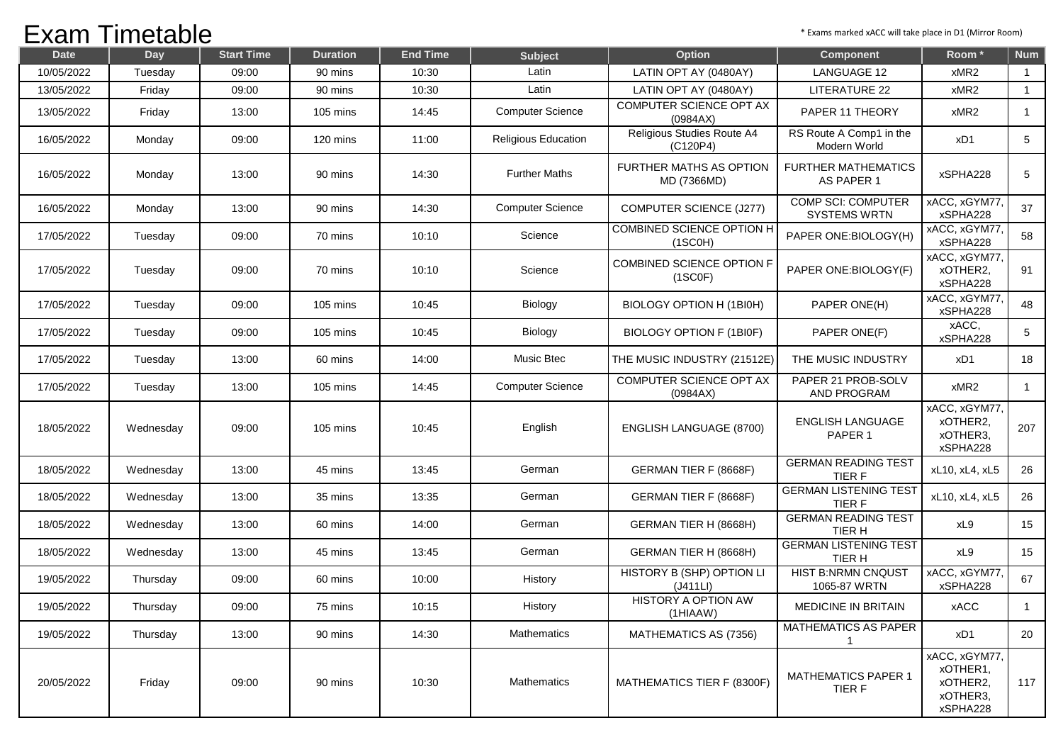# Exam Timetable

\* Exams marked xACC will take place in D1 (Mirror Room)

| Date | Day | Start Time | Duration | End Time | Subject | Option | Component | Room * | Num |
|---|---|---|---|---|---|---|---|---|---|
| 10/05/2022 | Tuesday | 09:00 | 90 mins | 10:30 | Latin | LATIN OPT AY (0480AY) | LANGUAGE 12 | xMR2 | 1 |
| 13/05/2022 | Friday | 09:00 | 90 mins | 10:30 | Latin | LATIN OPT AY (0480AY) | LITERATURE 22 | xMR2 | 1 |
| 13/05/2022 | Friday | 13:00 | 105 mins | 14:45 | Computer Science | COMPUTER SCIENCE OPT AX (0984AX) | PAPER 11 THEORY | xMR2 | 1 |
| 16/05/2022 | Monday | 09:00 | 120 mins | 11:00 | Religious Education | Religious Studies Route A4 (C120P4) | RS Route A Comp1 in the Modern World | xD1 | 5 |
| 16/05/2022 | Monday | 13:00 | 90 mins | 14:30 | Further Maths | FURTHER MATHS AS OPTION MD (7366MD) | FURTHER MATHEMATICS AS PAPER 1 | xSPHA228 | 5 |
| 16/05/2022 | Monday | 13:00 | 90 mins | 14:30 | Computer Science | COMPUTER SCIENCE (J277) | COMP SCI: COMPUTER SYSTEMS WRTN | xACC, xGYM77, xSPHA228 | 37 |
| 17/05/2022 | Tuesday | 09:00 | 70 mins | 10:10 | Science | COMBINED SCIENCE OPTION H (1SC0H) | PAPER ONE:BIOLOGY(H) | xACC, xGYM77, xSPHA228 | 58 |
| 17/05/2022 | Tuesday | 09:00 | 70 mins | 10:10 | Science | COMBINED SCIENCE OPTION F (1SC0F) | PAPER ONE:BIOLOGY(F) | xACC, xGYM77, xOTHER2, xSPHA228 | 91 |
| 17/05/2022 | Tuesday | 09:00 | 105 mins | 10:45 | Biology | BIOLOGY OPTION H (1BI0H) | PAPER ONE(H) | xACC, xGYM77, xSPHA228 | 48 |
| 17/05/2022 | Tuesday | 09:00 | 105 mins | 10:45 | Biology | BIOLOGY OPTION F (1BI0F) | PAPER ONE(F) | xACC, xSPHA228 | 5 |
| 17/05/2022 | Tuesday | 13:00 | 60 mins | 14:00 | Music Btec | THE MUSIC INDUSTRY (21512E) | THE MUSIC INDUSTRY | xD1 | 18 |
| 17/05/2022 | Tuesday | 13:00 | 105 mins | 14:45 | Computer Science | COMPUTER SCIENCE OPT AX (0984AX) | PAPER 21 PROB-SOLV AND PROGRAM | xMR2 | 1 |
| 18/05/2022 | Wednesday | 09:00 | 105 mins | 10:45 | English | ENGLISH LANGUAGE (8700) | ENGLISH LANGUAGE PAPER 1 | xACC, xGYM77, xOTHER2, xOTHER3, xSPHA228 | 207 |
| 18/05/2022 | Wednesday | 13:00 | 45 mins | 13:45 | German | GERMAN TIER F (8668F) | GERMAN READING TEST TIER F | xL10, xL4, xL5 | 26 |
| 18/05/2022 | Wednesday | 13:00 | 35 mins | 13:35 | German | GERMAN TIER F (8668F) | GERMAN LISTENING TEST TIER F | xL10, xL4, xL5 | 26 |
| 18/05/2022 | Wednesday | 13:00 | 60 mins | 14:00 | German | GERMAN TIER H (8668H) | GERMAN READING TEST TIER H | xL9 | 15 |
| 18/05/2022 | Wednesday | 13:00 | 45 mins | 13:45 | German | GERMAN TIER H (8668H) | GERMAN LISTENING TEST TIER H | xL9 | 15 |
| 19/05/2022 | Thursday | 09:00 | 60 mins | 10:00 | History | HISTORY B (SHP) OPTION LI (J411LI) | HIST B:NRMN CNQUST 1065-87 WRTN | xACC, xGYM77, xSPHA228 | 67 |
| 19/05/2022 | Thursday | 09:00 | 75 mins | 10:15 | History | HISTORY A OPTION AW (1HIAAW) | MEDICINE IN BRITAIN | xACC | 1 |
| 19/05/2022 | Thursday | 13:00 | 90 mins | 14:30 | Mathematics | MATHEMATICS AS (7356) | MATHEMATICS AS PAPER 1 | xD1 | 20 |
| 20/05/2022 | Friday | 09:00 | 90 mins | 10:30 | Mathematics | MATHEMATICS TIER F (8300F) | MATHEMATICS PAPER 1 TIER F | xACC, xGYM77, xOTHER1, xOTHER2, xOTHER3, xSPHA228 | 117 |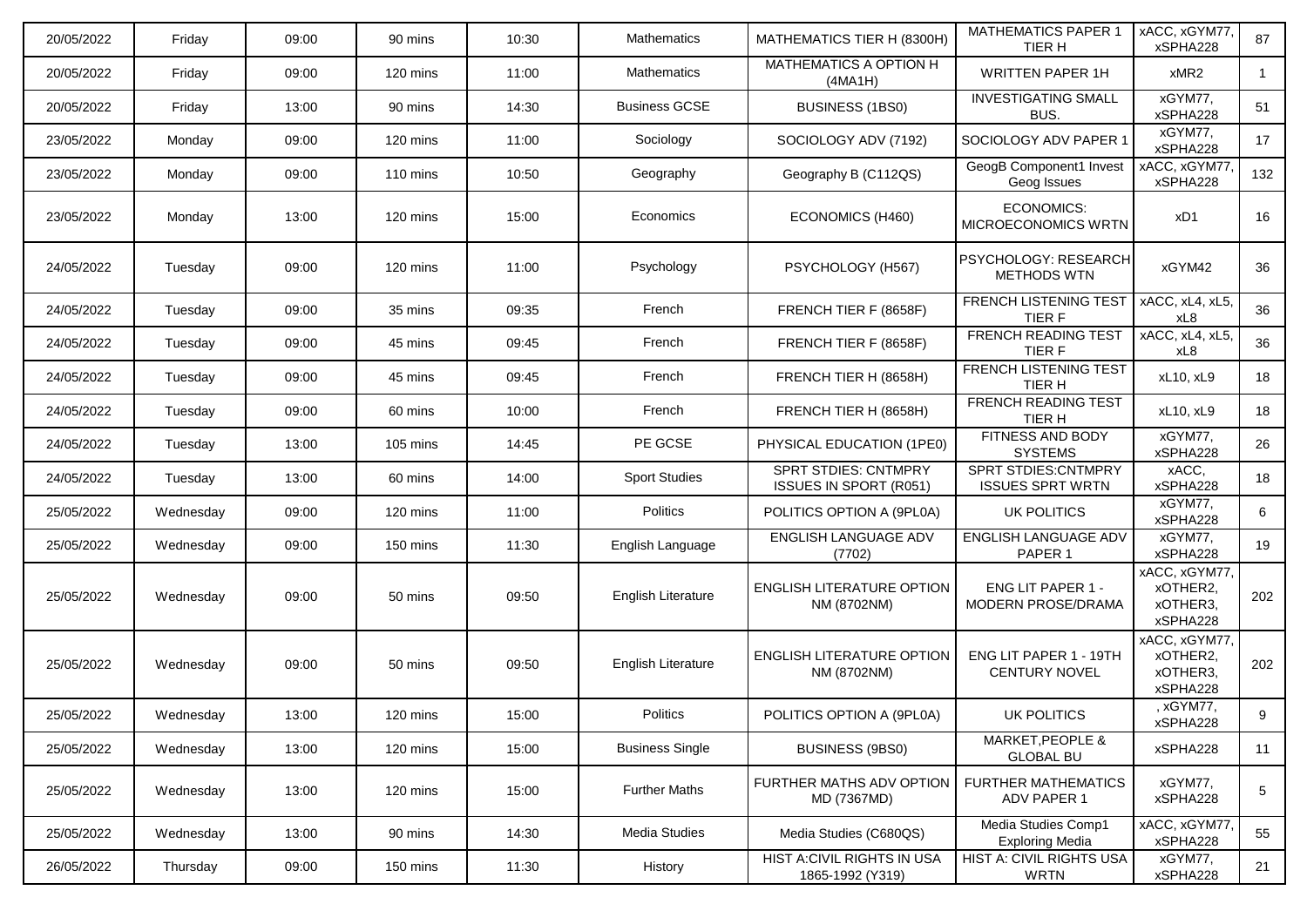| | | | | | | | | | |
|---|---|---|---|---|---|---|---|---|---|
| 20/05/2022 | Friday | 09:00 | 90 mins | 10:30 | Mathematics | MATHEMATICS TIER H (8300H) | MATHEMATICS PAPER 1 TIER H | xACC, xGYM77, xSPHA228 | 87 |
| 20/05/2022 | Friday | 09:00 | 120 mins | 11:00 | Mathematics | MATHEMATICS A OPTION H (4MA1H) | WRITTEN PAPER 1H | xMR2 | 1 |
| 20/05/2022 | Friday | 13:00 | 90 mins | 14:30 | Business GCSE | BUSINESS (1BS0) | INVESTIGATING SMALL BUS. | xGYM77, xSPHA228 | 51 |
| 23/05/2022 | Monday | 09:00 | 120 mins | 11:00 | Sociology | SOCIOLOGY ADV (7192) | SOCIOLOGY ADV PAPER 1 | xGYM77, xSPHA228 | 17 |
| 23/05/2022 | Monday | 09:00 | 110 mins | 10:50 | Geography | Geography B (C112QS) | GeogB Component1 Invest Geog Issues | xACC, xGYM77, xSPHA228 | 132 |
| 23/05/2022 | Monday | 13:00 | 120 mins | 15:00 | Economics | ECONOMICS (H460) | ECONOMICS: MICROECONOMICS WRTN | xD1 | 16 |
| 24/05/2022 | Tuesday | 09:00 | 120 mins | 11:00 | Psychology | PSYCHOLOGY (H567) | PSYCHOLOGY: RESEARCH METHODS WTN | xGYM42 | 36 |
| 24/05/2022 | Tuesday | 09:00 | 35 mins | 09:35 | French | FRENCH TIER F (8658F) | FRENCH LISTENING TEST TIER F | xACC, xL4, xL5, xL8 | 36 |
| 24/05/2022 | Tuesday | 09:00 | 45 mins | 09:45 | French | FRENCH TIER F (8658F) | FRENCH READING TEST TIER F | xACC, xL4, xL5, xL8 | 36 |
| 24/05/2022 | Tuesday | 09:00 | 45 mins | 09:45 | French | FRENCH TIER H (8658H) | FRENCH LISTENING TEST TIER H | xL10, xL9 | 18 |
| 24/05/2022 | Tuesday | 09:00 | 60 mins | 10:00 | French | FRENCH TIER H (8658H) | FRENCH READING TEST TIER H | xL10, xL9 | 18 |
| 24/05/2022 | Tuesday | 13:00 | 105 mins | 14:45 | PE GCSE | PHYSICAL EDUCATION (1PE0) | FITNESS AND BODY SYSTEMS | xGYM77, xSPHA228 | 26 |
| 24/05/2022 | Tuesday | 13:00 | 60 mins | 14:00 | Sport Studies | SPRT STDIES: CNTMPRY ISSUES IN SPORT (R051) | SPRT STDIES:CNTMPRY ISSUES SPRT WRTN | xACC, xSPHA228 | 18 |
| 25/05/2022 | Wednesday | 09:00 | 120 mins | 11:00 | Politics | POLITICS OPTION A (9PL0A) | UK POLITICS | xGYM77, xSPHA228 | 6 |
| 25/05/2022 | Wednesday | 09:00 | 150 mins | 11:30 | English Language | ENGLISH LANGUAGE ADV (7702) | ENGLISH LANGUAGE ADV PAPER 1 | xGYM77, xSPHA228 | 19 |
| 25/05/2022 | Wednesday | 09:00 | 50 mins | 09:50 | English Literature | ENGLISH LITERATURE OPTION NM (8702NM) | ENG LIT PAPER 1 - MODERN PROSE/DRAMA | xACC, xGYM77, xOTHER2, xOTHER3, xSPHA228 | 202 |
| 25/05/2022 | Wednesday | 09:00 | 50 mins | 09:50 | English Literature | ENGLISH LITERATURE OPTION NM (8702NM) | ENG LIT PAPER 1 - 19TH CENTURY NOVEL | xACC, xGYM77, xOTHER2, xOTHER3, xSPHA228 | 202 |
| 25/05/2022 | Wednesday | 13:00 | 120 mins | 15:00 | Politics | POLITICS OPTION A (9PL0A) | UK POLITICS | , xGYM77, xSPHA228 | 9 |
| 25/05/2022 | Wednesday | 13:00 | 120 mins | 15:00 | Business Single | BUSINESS (9BS0) | MARKET,PEOPLE & GLOBAL BU | xSPHA228 | 11 |
| 25/05/2022 | Wednesday | 13:00 | 120 mins | 15:00 | Further Maths | FURTHER MATHS ADV OPTION MD (7367MD) | FURTHER MATHEMATICS ADV PAPER 1 | xGYM77, xSPHA228 | 5 |
| 25/05/2022 | Wednesday | 13:00 | 90 mins | 14:30 | Media Studies | Media Studies (C680QS) | Media Studies Comp1 Exploring Media | xACC, xGYM77, xSPHA228 | 55 |
| 26/05/2022 | Thursday | 09:00 | 150 mins | 11:30 | History | HIST A:CIVIL RIGHTS IN USA 1865-1992 (Y319) | HIST A: CIVIL RIGHTS USA WRTN | xGYM77, xSPHA228 | 21 |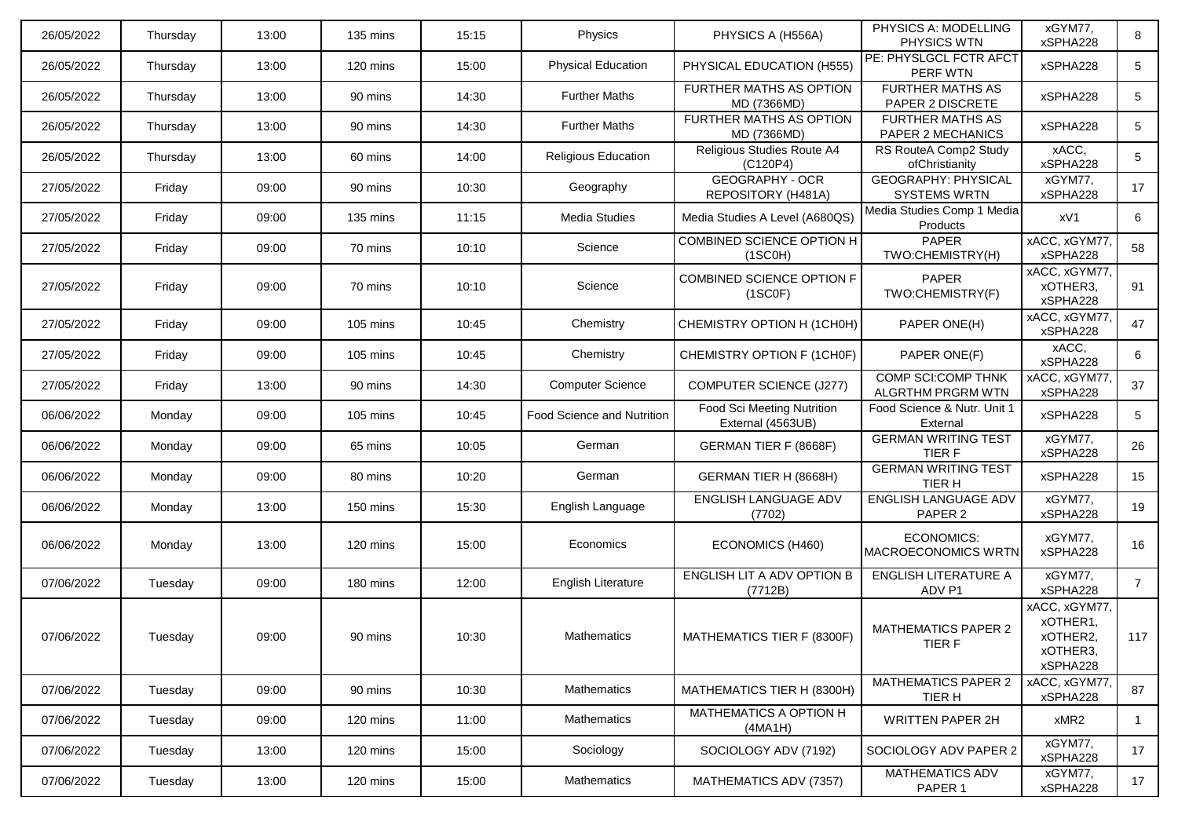| 26/05/2022 | Thursday | 13:00 | 135 mins | 15:15 | Physics | PHYSICS A (H556A) | PHYSICS A: MODELLING PHYSICS WTN | xGYM77, xSPHA228 | 8 |
|---|---|---|---|---|---|---|---|---|---|
| 26/05/2022 | Thursday | 13:00 | 120 mins | 15:00 | Physical Education | PHYSICAL EDUCATION (H555) | PE: PHYSLGCL FCTR AFCT PERF WTN | xSPHA228 | 5 |
| 26/05/2022 | Thursday | 13:00 | 90 mins | 14:30 | Further Maths | FURTHER MATHS AS OPTION MD (7366MD) | FURTHER MATHS AS PAPER 2 DISCRETE | xSPHA228 | 5 |
| 26/05/2022 | Thursday | 13:00 | 90 mins | 14:30 | Further Maths | FURTHER MATHS AS OPTION MD (7366MD) | FURTHER MATHS AS PAPER 2 MECHANICS | xSPHA228 | 5 |
| 26/05/2022 | Thursday | 13:00 | 60 mins | 14:00 | Religious Education | Religious Studies Route A4 (C120P4) | RS RouteA Comp2 Study ofChristianity | xACC, xSPHA228 | 5 |
| 27/05/2022 | Friday | 09:00 | 90 mins | 10:30 | Geography | GEOGRAPHY - OCR REPOSITORY (H481A) | GEOGRAPHY: PHYSICAL SYSTEMS WRTN | xGYM77, xSPHA228 | 17 |
| 27/05/2022 | Friday | 09:00 | 135 mins | 11:15 | Media Studies | Media Studies A Level (A680QS) | Media Studies Comp 1 Media Products | xV1 | 6 |
| 27/05/2022 | Friday | 09:00 | 70 mins | 10:10 | Science | COMBINED SCIENCE OPTION H (1SC0H) | PAPER TWO:CHEMISTRY(H) | xACC, xGYM77, xSPHA228 | 58 |
| 27/05/2022 | Friday | 09:00 | 70 mins | 10:10 | Science | COMBINED SCIENCE OPTION F (1SC0F) | PAPER TWO:CHEMISTRY(F) | xACC, xGYM77, xOTHER3, xSPHA228 | 91 |
| 27/05/2022 | Friday | 09:00 | 105 mins | 10:45 | Chemistry | CHEMISTRY OPTION H (1CH0H) | PAPER ONE(H) | xACC, xGYM77, xSPHA228 | 47 |
| 27/05/2022 | Friday | 09:00 | 105 mins | 10:45 | Chemistry | CHEMISTRY OPTION F (1CH0F) | PAPER ONE(F) | xACC, xSPHA228 | 6 |
| 27/05/2022 | Friday | 13:00 | 90 mins | 14:30 | Computer Science | COMPUTER SCIENCE (J277) | COMP SCI:COMP THNK ALGRTHM PRGRM WTN | xACC, xGYM77, xSPHA228 | 37 |
| 06/06/2022 | Monday | 09:00 | 105 mins | 10:45 | Food Science and Nutrition | Food Sci Meeting Nutrition External (4563UB) | Food Science & Nutr. Unit 1 External | xSPHA228 | 5 |
| 06/06/2022 | Monday | 09:00 | 65 mins | 10:05 | German | GERMAN TIER F (8668F) | GERMAN WRITING TEST TIER F | xGYM77, xSPHA228 | 26 |
| 06/06/2022 | Monday | 09:00 | 80 mins | 10:20 | German | GERMAN TIER H (8668H) | GERMAN WRITING TEST TIER H | xSPHA228 | 15 |
| 06/06/2022 | Monday | 13:00 | 150 mins | 15:30 | English Language | ENGLISH LANGUAGE ADV (7702) | ENGLISH LANGUAGE ADV PAPER 2 | xGYM77, xSPHA228 | 19 |
| 06/06/2022 | Monday | 13:00 | 120 mins | 15:00 | Economics | ECONOMICS (H460) | ECONOMICS: MACROECONOMICS WRTN | xGYM77, xSPHA228 | 16 |
| 07/06/2022 | Tuesday | 09:00 | 180 mins | 12:00 | English Literature | ENGLISH LIT A ADV OPTION B (7712B) | ENGLISH LITERATURE A ADV P1 | xGYM77, xSPHA228 | 7 |
| 07/06/2022 | Tuesday | 09:00 | 90 mins | 10:30 | Mathematics | MATHEMATICS TIER F (8300F) | MATHEMATICS PAPER 2 TIER F | xACC, xGYM77, xOTHER1, xOTHER2, xOTHER3, xSPHA228 | 117 |
| 07/06/2022 | Tuesday | 09:00 | 90 mins | 10:30 | Mathematics | MATHEMATICS TIER H (8300H) | MATHEMATICS PAPER 2 TIER H | xACC, xGYM77, xSPHA228 | 87 |
| 07/06/2022 | Tuesday | 09:00 | 120 mins | 11:00 | Mathematics | MATHEMATICS A OPTION H (4MA1H) | WRITTEN PAPER 2H | xMR2 | 1 |
| 07/06/2022 | Tuesday | 13:00 | 120 mins | 15:00 | Sociology | SOCIOLOGY ADV (7192) | SOCIOLOGY ADV PAPER 2 | xGYM77, xSPHA228 | 17 |
| 07/06/2022 | Tuesday | 13:00 | 120 mins | 15:00 | Mathematics | MATHEMATICS ADV (7357) | MATHEMATICS ADV PAPER 1 | xGYM77, xSPHA228 | 17 |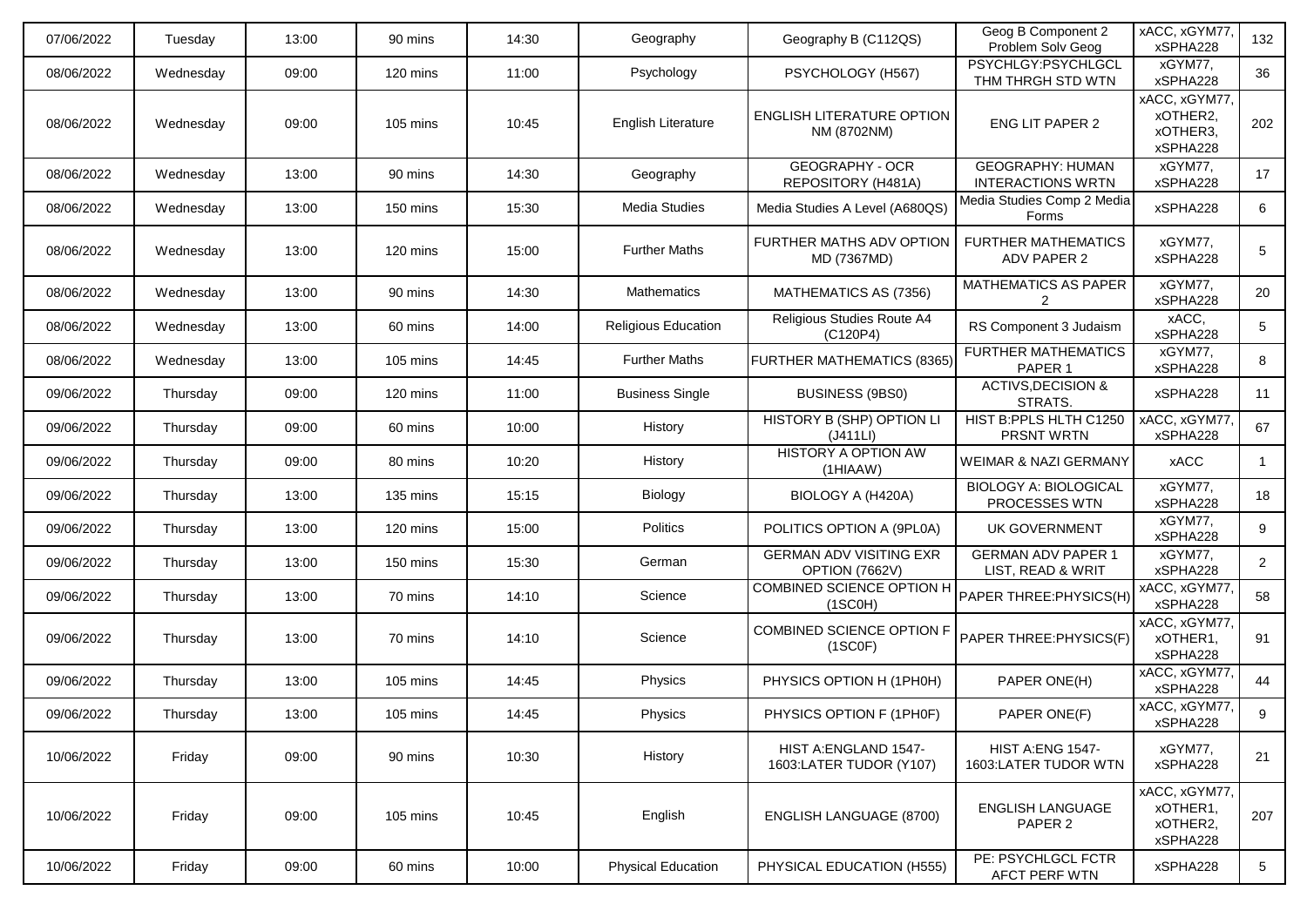| 07/06/2022 | Tuesday | 13:00 | 90 mins | 14:30 | Geography | Geography B (C112QS) | Geog B Component 2 Problem Solv Geog | xACC, xGYM77, xSPHA228 | 132 |
|---|---|---|---|---|---|---|---|---|---|
| 08/06/2022 | Wednesday | 09:00 | 120 mins | 11:00 | Psychology | PSYCHOLOGY (H567) | PSYCHLGY:PSYCHLGCL THM THRGH STD WTN | xGYM77, xSPHA228 | 36 |
| 08/06/2022 | Wednesday | 09:00 | 105 mins | 10:45 | English Literature | ENGLISH LITERATURE OPTION NM (8702NM) | ENG LIT PAPER 2 | xACC, xGYM77, xOTHER2, xOTHER3, xSPHA228 | 202 |
| 08/06/2022 | Wednesday | 13:00 | 90 mins | 14:30 | Geography | GEOGRAPHY - OCR REPOSITORY (H481A) | GEOGRAPHY: HUMAN INTERACTIONS WRTN | xGYM77, xSPHA228 | 17 |
| 08/06/2022 | Wednesday | 13:00 | 150 mins | 15:30 | Media Studies | Media Studies A Level (A680QS) | Media Studies Comp 2 Media Forms | xSPHA228 | 6 |
| 08/06/2022 | Wednesday | 13:00 | 120 mins | 15:00 | Further Maths | FURTHER MATHS ADV OPTION MD (7367MD) | FURTHER MATHEMATICS ADV PAPER 2 | xGYM77, xSPHA228 | 5 |
| 08/06/2022 | Wednesday | 13:00 | 90 mins | 14:30 | Mathematics | MATHEMATICS AS (7356) | MATHEMATICS AS PAPER 2 | xGYM77, xSPHA228 | 20 |
| 08/06/2022 | Wednesday | 13:00 | 60 mins | 14:00 | Religious Education | Religious Studies Route A4 (C120P4) | RS Component 3 Judaism | xACC, xSPHA228 | 5 |
| 08/06/2022 | Wednesday | 13:00 | 105 mins | 14:45 | Further Maths | FURTHER MATHEMATICS (8365) | FURTHER MATHEMATICS PAPER 1 | xGYM77, xSPHA228 | 8 |
| 09/06/2022 | Thursday | 09:00 | 120 mins | 11:00 | Business Single | BUSINESS (9BS0) | ACTIVS,DECISION & STRATS. | xSPHA228 | 11 |
| 09/06/2022 | Thursday | 09:00 | 60 mins | 10:00 | History | HISTORY B (SHP) OPTION LI (J411LI) | HIST B:PPLS HLTH C1250 PRSNT WRTN | xACC, xGYM77, xSPHA228 | 67 |
| 09/06/2022 | Thursday | 09:00 | 80 mins | 10:20 | History | HISTORY A OPTION AW (1HIAAW) | WEIMAR & NAZI GERMANY | xACC | 1 |
| 09/06/2022 | Thursday | 13:00 | 135 mins | 15:15 | Biology | BIOLOGY A (H420A) | BIOLOGY A: BIOLOGICAL PROCESSES WTN | xGYM77, xSPHA228 | 18 |
| 09/06/2022 | Thursday | 13:00 | 120 mins | 15:00 | Politics | POLITICS OPTION A (9PL0A) | UK GOVERNMENT | xGYM77, xSPHA228 | 9 |
| 09/06/2022 | Thursday | 13:00 | 150 mins | 15:30 | German | GERMAN ADV VISITING EXR OPTION (7662V) | GERMAN ADV PAPER 1 LIST, READ & WRIT | xGYM77, xSPHA228 | 2 |
| 09/06/2022 | Thursday | 13:00 | 70 mins | 14:10 | Science | COMBINED SCIENCE OPTION H (1SC0H) | PAPER THREE:PHYSICS(H) | xACC, xGYM77, xSPHA228 | 58 |
| 09/06/2022 | Thursday | 13:00 | 70 mins | 14:10 | Science | COMBINED SCIENCE OPTION F (1SC0F) | PAPER THREE:PHYSICS(F) | xACC, xGYM77, xOTHER1, xSPHA228 | 91 |
| 09/06/2022 | Thursday | 13:00 | 105 mins | 14:45 | Physics | PHYSICS OPTION H (1PH0H) | PAPER ONE(H) | xACC, xGYM77, xSPHA228 | 44 |
| 09/06/2022 | Thursday | 13:00 | 105 mins | 14:45 | Physics | PHYSICS OPTION F (1PH0F) | PAPER ONE(F) | xACC, xGYM77, xSPHA228 | 9 |
| 10/06/2022 | Friday | 09:00 | 90 mins | 10:30 | History | HIST A:ENGLAND 1547-1603:LATER TUDOR (Y107) | HIST A:ENG 1547-1603:LATER TUDOR WTN | xGYM77, xSPHA228 | 21 |
| 10/06/2022 | Friday | 09:00 | 105 mins | 10:45 | English | ENGLISH LANGUAGE (8700) | ENGLISH LANGUAGE PAPER 2 | xACC, xGYM77, xOTHER1, xOTHER2, xSPHA228 | 207 |
| 10/06/2022 | Friday | 09:00 | 60 mins | 10:00 | Physical Education | PHYSICAL EDUCATION (H555) | PE: PSYCHLGCL FCTR AFCT PERF WTN | xSPHA228 | 5 |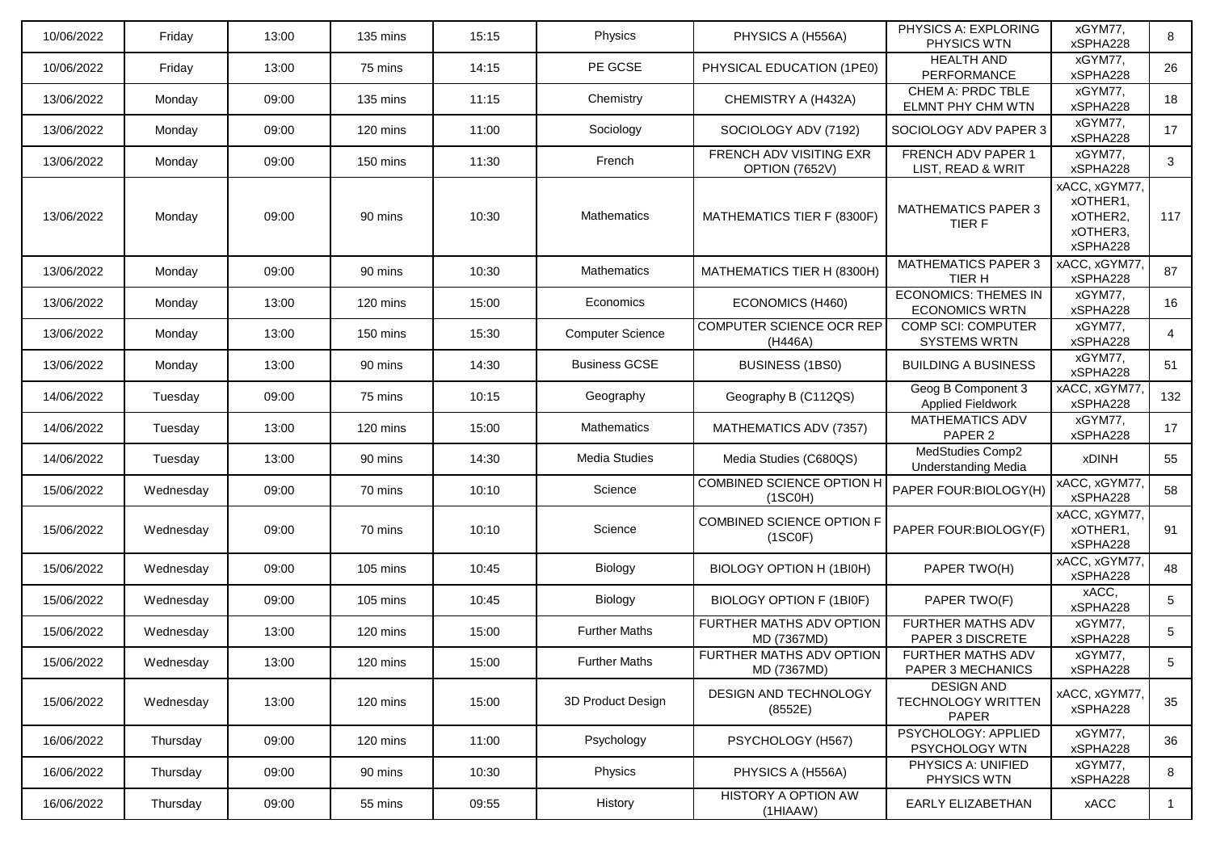| 10/06/2022 | Friday | 13:00 | 135 mins | 15:15 | Physics | PHYSICS A (H556A) | PHYSICS A: EXPLORING PHYSICS WTN | xGYM77, xSPHA228 | 8 |
|---|---|---|---|---|---|---|---|---|---|
| 10/06/2022 | Friday | 13:00 | 75 mins | 14:15 | PE GCSE | PHYSICAL EDUCATION (1PE0) | HEALTH AND PERFORMANCE | xGYM77, xSPHA228 | 26 |
| 13/06/2022 | Monday | 09:00 | 135 mins | 11:15 | Chemistry | CHEMISTRY A (H432A) | CHEM A: PRDC TBLE ELMNT PHY CHM WTN | xGYM77, xSPHA228 | 18 |
| 13/06/2022 | Monday | 09:00 | 120 mins | 11:00 | Sociology | SOCIOLOGY ADV (7192) | SOCIOLOGY ADV PAPER 3 | xGYM77, xSPHA228 | 17 |
| 13/06/2022 | Monday | 09:00 | 150 mins | 11:30 | French | FRENCH ADV VISITING EXR OPTION (7652V) | FRENCH ADV PAPER 1 LIST, READ & WRIT | xGYM77, xSPHA228 | 3 |
| 13/06/2022 | Monday | 09:00 | 90 mins | 10:30 | Mathematics | MATHEMATICS TIER F (8300F) | MATHEMATICS PAPER 3 TIER F | xACC, xGYM77, xOTHER1, xOTHER2, xOTHER3, xSPHA228 | 117 |
| 13/06/2022 | Monday | 09:00 | 90 mins | 10:30 | Mathematics | MATHEMATICS TIER H (8300H) | MATHEMATICS PAPER 3 TIER H | xACC, xGYM77, xSPHA228 | 87 |
| 13/06/2022 | Monday | 13:00 | 120 mins | 15:00 | Economics | ECONOMICS (H460) | ECONOMICS: THEMES IN ECONOMICS WRTN | xGYM77, xSPHA228 | 16 |
| 13/06/2022 | Monday | 13:00 | 150 mins | 15:30 | Computer Science | COMPUTER SCIENCE OCR REP (H446A) | COMP SCI: COMPUTER SYSTEMS WRTN | xGYM77, xSPHA228 | 4 |
| 13/06/2022 | Monday | 13:00 | 90 mins | 14:30 | Business GCSE | BUSINESS (1BS0) | BUILDING A BUSINESS | xGYM77, xSPHA228 | 51 |
| 14/06/2022 | Tuesday | 09:00 | 75 mins | 10:15 | Geography | Geography B (C112QS) | Geog B Component 3 Applied Fieldwork | xACC, xGYM77, xSPHA228 | 132 |
| 14/06/2022 | Tuesday | 13:00 | 120 mins | 15:00 | Mathematics | MATHEMATICS ADV (7357) | MATHEMATICS ADV PAPER 2 | xGYM77, xSPHA228 | 17 |
| 14/06/2022 | Tuesday | 13:00 | 90 mins | 14:30 | Media Studies | Media Studies (C680QS) | MedStudies Comp2 Understanding Media | xDINH | 55 |
| 15/06/2022 | Wednesday | 09:00 | 70 mins | 10:10 | Science | COMBINED SCIENCE OPTION H (1SC0H) | PAPER FOUR:BIOLOGY(H) | xACC, xGYM77, xSPHA228 | 58 |
| 15/06/2022 | Wednesday | 09:00 | 70 mins | 10:10 | Science | COMBINED SCIENCE OPTION F (1SC0F) | PAPER FOUR:BIOLOGY(F) | xACC, xGYM77, xOTHER1, xSPHA228 | 91 |
| 15/06/2022 | Wednesday | 09:00 | 105 mins | 10:45 | Biology | BIOLOGY OPTION H (1BI0H) | PAPER TWO(H) | xACC, xGYM77, xSPHA228 | 48 |
| 15/06/2022 | Wednesday | 09:00 | 105 mins | 10:45 | Biology | BIOLOGY OPTION F (1BI0F) | PAPER TWO(F) | xACC, xSPHA228 | 5 |
| 15/06/2022 | Wednesday | 13:00 | 120 mins | 15:00 | Further Maths | FURTHER MATHS ADV OPTION MD (7367MD) | FURTHER MATHS ADV PAPER 3 DISCRETE | xGYM77, xSPHA228 | 5 |
| 15/06/2022 | Wednesday | 13:00 | 120 mins | 15:00 | Further Maths | FURTHER MATHS ADV OPTION MD (7367MD) | FURTHER MATHS ADV PAPER 3 MECHANICS | xGYM77, xSPHA228 | 5 |
| 15/06/2022 | Wednesday | 13:00 | 120 mins | 15:00 | 3D Product Design | DESIGN AND TECHNOLOGY (8552E) | DESIGN AND TECHNOLOGY WRITTEN PAPER | xACC, xGYM77, xSPHA228 | 35 |
| 16/06/2022 | Thursday | 09:00 | 120 mins | 11:00 | Psychology | PSYCHOLOGY (H567) | PSYCHOLOGY: APPLIED PSYCHOLOGY WTN | xGYM77, xSPHA228 | 36 |
| 16/06/2022 | Thursday | 09:00 | 90 mins | 10:30 | Physics | PHYSICS A (H556A) | PHYSICS A: UNIFIED PHYSICS WTN | xGYM77, xSPHA228 | 8 |
| 16/06/2022 | Thursday | 09:00 | 55 mins | 09:55 | History | HISTORY A OPTION AW (1HIAAW) | EARLY ELIZABETHAN | xACC | 1 |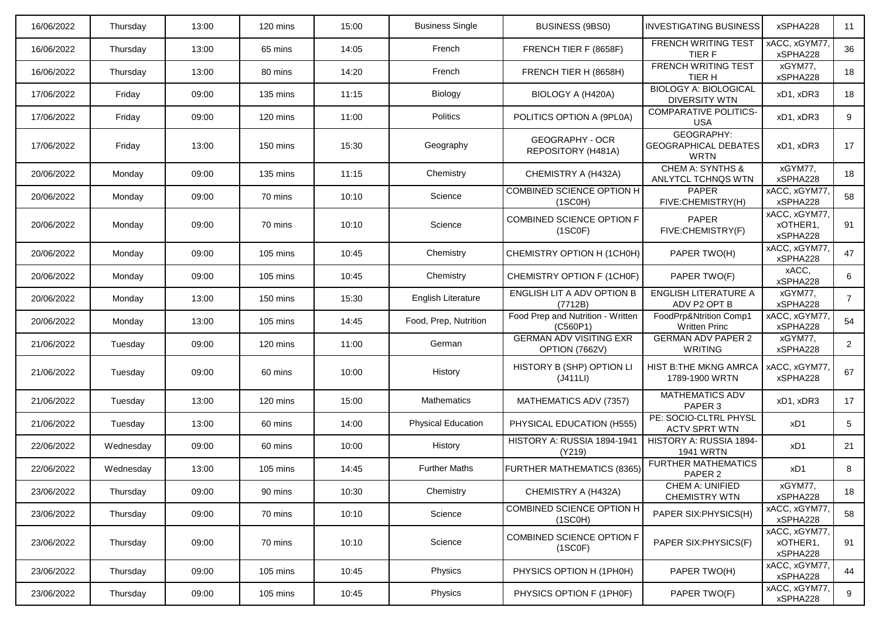| | | | | | | | | | |
|---|---|---|---|---|---|---|---|---|---|
| 16/06/2022 | Thursday | 13:00 | 120 mins | 15:00 | Business Single | BUSINESS (9BS0) | INVESTIGATING BUSINESS | xSPHA228 | 11 |
| 16/06/2022 | Thursday | 13:00 | 65 mins | 14:05 | French | FRENCH TIER F (8658F) | FRENCH WRITING TEST TIER F | xACC, xGYM77, xSPHA228 | 36 |
| 16/06/2022 | Thursday | 13:00 | 80 mins | 14:20 | French | FRENCH TIER H (8658H) | FRENCH WRITING TEST TIER H | xGYM77, xSPHA228 | 18 |
| 17/06/2022 | Friday | 09:00 | 135 mins | 11:15 | Biology | BIOLOGY A (H420A) | BIOLOGY A: BIOLOGICAL DIVERSITY WTN | xD1, xDR3 | 18 |
| 17/06/2022 | Friday | 09:00 | 120 mins | 11:00 | Politics | POLITICS OPTION A (9PL0A) | COMPARATIVE POLITICS-USA | xD1, xDR3 | 9 |
| 17/06/2022 | Friday | 13:00 | 150 mins | 15:30 | Geography | GEOGRAPHY - OCR REPOSITORY (H481A) | GEOGRAPHY: GEOGRAPHICAL DEBATES WRTN | xD1, xDR3 | 17 |
| 20/06/2022 | Monday | 09:00 | 135 mins | 11:15 | Chemistry | CHEMISTRY A (H432A) | CHEM A: SYNTHS & ANLYTCL TCHNQS WTN | xGYM77, xSPHA228 | 18 |
| 20/06/2022 | Monday | 09:00 | 70 mins | 10:10 | Science | COMBINED SCIENCE OPTION H (1SC0H) | PAPER FIVE:CHEMISTRY(H) | xACC, xGYM77, xSPHA228 | 58 |
| 20/06/2022 | Monday | 09:00 | 70 mins | 10:10 | Science | COMBINED SCIENCE OPTION F (1SC0F) | PAPER FIVE:CHEMISTRY(F) | xACC, xGYM77, xOTHER1, xSPHA228 | 91 |
| 20/06/2022 | Monday | 09:00 | 105 mins | 10:45 | Chemistry | CHEMISTRY OPTION H (1CH0H) | PAPER TWO(H) | xACC, xGYM77, xSPHA228 | 47 |
| 20/06/2022 | Monday | 09:00 | 105 mins | 10:45 | Chemistry | CHEMISTRY OPTION F (1CH0F) | PAPER TWO(F) | xACC, xSPHA228 | 6 |
| 20/06/2022 | Monday | 13:00 | 150 mins | 15:30 | English Literature | ENGLISH LIT A ADV OPTION B (7712B) | ENGLISH LITERATURE A ADV P2 OPT B | xGYM77, xSPHA228 | 7 |
| 20/06/2022 | Monday | 13:00 | 105 mins | 14:45 | Food, Prep, Nutrition | Food Prep and Nutrition - Written (C560P1) | FoodPrp&Ntrition Comp1 Written Princ | xACC, xGYM77, xSPHA228 | 54 |
| 21/06/2022 | Tuesday | 09:00 | 120 mins | 11:00 | German | GERMAN ADV VISITING EXR OPTION (7662V) | GERMAN ADV PAPER 2 WRITING | xGYM77, xSPHA228 | 2 |
| 21/06/2022 | Tuesday | 09:00 | 60 mins | 10:00 | History | HISTORY B (SHP) OPTION LI (J411LI) | HIST B:THE MKNG AMRCA 1789-1900 WRTN | xACC, xGYM77, xSPHA228 | 67 |
| 21/06/2022 | Tuesday | 13:00 | 120 mins | 15:00 | Mathematics | MATHEMATICS ADV (7357) | MATHEMATICS ADV PAPER 3 | xD1, xDR3 | 17 |
| 21/06/2022 | Tuesday | 13:00 | 60 mins | 14:00 | Physical Education | PHYSICAL EDUCATION (H555) | PE: SOCIO-CLTRL PHYSL ACTV SPRT WTN | xD1 | 5 |
| 22/06/2022 | Wednesday | 09:00 | 60 mins | 10:00 | History | HISTORY A: RUSSIA 1894-1941 (Y219) | HISTORY A: RUSSIA 1894-1941 WRTN | xD1 | 21 |
| 22/06/2022 | Wednesday | 13:00 | 105 mins | 14:45 | Further Maths | FURTHER MATHEMATICS (8365) | FURTHER MATHEMATICS PAPER 2 | xD1 | 8 |
| 23/06/2022 | Thursday | 09:00 | 90 mins | 10:30 | Chemistry | CHEMISTRY A (H432A) | CHEM A: UNIFIED CHEMISTRY WTN | xGYM77, xSPHA228 | 18 |
| 23/06/2022 | Thursday | 09:00 | 70 mins | 10:10 | Science | COMBINED SCIENCE OPTION H (1SC0H) | PAPER SIX:PHYSICS(H) | xACC, xGYM77, xSPHA228 | 58 |
| 23/06/2022 | Thursday | 09:00 | 70 mins | 10:10 | Science | COMBINED SCIENCE OPTION F (1SC0F) | PAPER SIX:PHYSICS(F) | xACC, xGYM77, xOTHER1, xSPHA228 | 91 |
| 23/06/2022 | Thursday | 09:00 | 105 mins | 10:45 | Physics | PHYSICS OPTION H (1PH0H) | PAPER TWO(H) | xACC, xGYM77, xSPHA228 | 44 |
| 23/06/2022 | Thursday | 09:00 | 105 mins | 10:45 | Physics | PHYSICS OPTION F (1PH0F) | PAPER TWO(F) | xACC, xGYM77, xSPHA228 | 9 |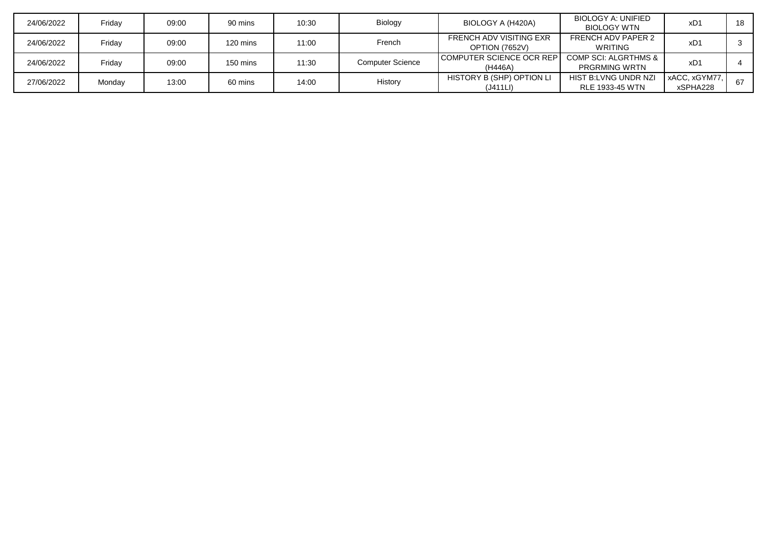| | | | | | | | | | |
|---|---|---|---|---|---|---|---|---|---|
| 24/06/2022 | Friday | 09:00 | 90 mins | 10:30 | Biology | BIOLOGY A (H420A) | BIOLOGY A: UNIFIED BIOLOGY WTN | xD1 | 18 |
| 24/06/2022 | Friday | 09:00 | 120 mins | 11:00 | French | FRENCH ADV VISITING EXR OPTION (7652V) | FRENCH ADV PAPER 2 WRITING | xD1 | 3 |
| 24/06/2022 | Friday | 09:00 | 150 mins | 11:30 | Computer Science | COMPUTER SCIENCE OCR REP (H446A) | COMP SCI: ALGRTHMS & PRGRMING WRTN | xD1 | 4 |
| 27/06/2022 | Monday | 13:00 | 60 mins | 14:00 | History | HISTORY B (SHP) OPTION LI (J411LI) | HIST B:LVNG UNDR NZI RLE 1933-45 WTN | xACC, xGYM77, xSPHA228 | 67 |